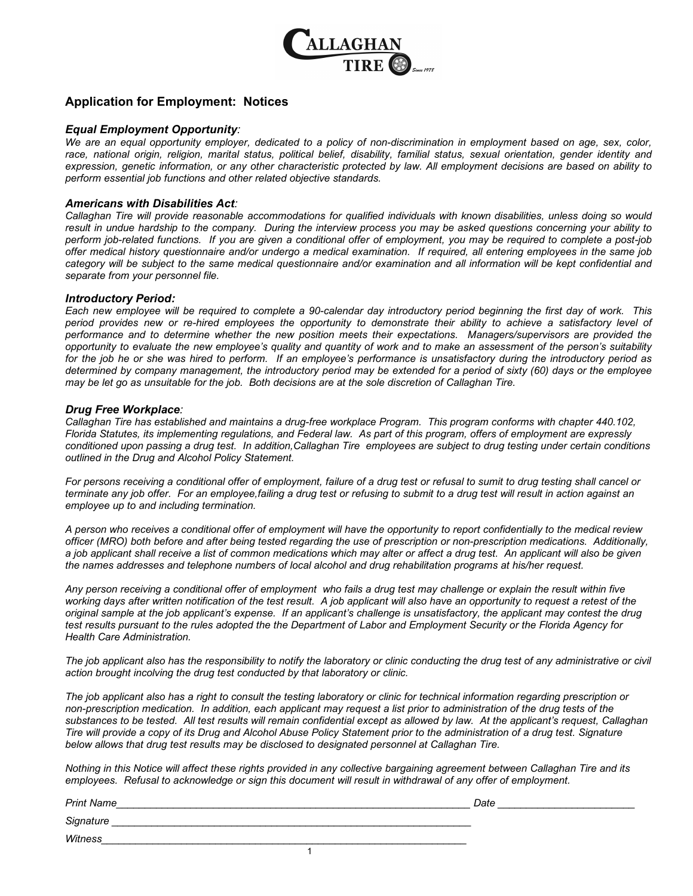# Application for Employment: Notices

### *Equal Employment Opportunity:*

*We are an equal opportunity employer, dedicated to a policy of non-discrimination in employment based on age, sex, color, race, national origin, religion, marital status, political belief, disability, familial status, sexual orientation, gender identity and expression, genetic information, or any other characteristic protected by law. All employment decisions are based on ability to perform essential job functions and other related objective standards.*

### *Americans with Disabilities Act:*

*Callaghan Tire will provide reasonable accommodations for qualified individuals with known disabilities, unless doing so would result in undue hardship to the company. During the interview process you may be asked questions concerning your ability to perform job-related functions. If you are given a conditional offer of employment, you may be required to complete a post-job offer medical history questionnaire and/or undergo a medical examination. If required, all entering employees in the same job category will be subject to the same medical questionnaire and/or examination and all information will be kept confidential and separate from your personnel file.*

### *Introductory Period:*

*Each new employee will be required to complete a 90-calendar day introductory period beginning the first day of work. This period provides new or re-hired employees the opportunity to demonstrate their ability to achieve a satisfactory level of performance and to determine whether the new position meets their expectations. Managers/supervisors are provided the opportunity to evaluate the new employee's quality and quantity of work and to make an assessment of the person's suitability for the job he or she was hired to perform. If an employee's performance is unsatisfactory during the introductory period as determined by company management, the introductory period may be extended for a period of sixty (60) days or the employee may be let go as unsuitable for the job. Both decisions are at the sole discretion of Callaghan Tire.*

### *Drug Free Workplace:*

*Callaghan Tire has established and maintains a drug-free workplace Program. This program conforms with chapter 440.102, Florida Statutes, its implementing regulations, and Federal law. As part of this program, offers of employment are expressly conditioned upon passing a drug test. In addition,Callaghan Tire employees are subject to drug testing under certain conditions outlined in the Drug and Alcohol Policy Statement.*

*For persons receiving a conditional offer of employment, failure of a drug test or refusal to sumit to drug testing shall cancel or terminate any job offer. For an employee,failing a drug test or refusing to submit to a drug test will result in action against an employee up to and including termination.*

*A person who receives a conditional offer of employment will have the opportunity to report confidentially to the medical review officer (MRO) both before and after being tested regarding the use of prescription or non-prescription medications. Additionally, a job applicant shall receive a list of common medications which may alter or affect a drug test. An applicant will also be given the names addresses and telephone numbers of local alcohol and drug rehabilitation programs at his/her request.*

*Any person receiving a conditional offer of employment who fails a drug test may challenge or explain the result within five working days after written notification of the test result. A job applicant will also have an opportunity to request a retest of the original sample at the job applicant's expense. If an applicant's challenge is unsatisfactory, the applicant may contest the drug test results pursuant to the rules adopted the the Department of Labor and Employment Security or the Florida Agency for Health Care Administration.*

*The job applicant also has the responsibility to notify the laboratory or clinic conducting the drug test of any administrative or civil action brought incolving the drug test conducted by that laboratory or clinic.*

*The job applicant also has a right to consult the testing laboratory or clinic for technical information regarding prescription or non-prescription medication. In addition, each applicant may request a list prior to administration of the drug tests of the substances to be tested. All test results will remain confidential except as allowed by law. At the applicant's request, Callaghan Tire will provide a copy of its Drug and Alcohol Abuse Policy Statement prior to the administration of a drug test. Signature below allows that drug test results may be disclosed to designated personnel at Callaghan Tire.*

*Nothing in this Notice will affect these rights provided in any collective bargaining agreement between Callaghan Tire and its employees. Refusal to acknowledge or sign this document will result in withdrawal of any offer of employment.*

*Print Name*_______________________________________________ *Date* ____________________

*Signature* _______________________________________________

*Witness*_______________________________________________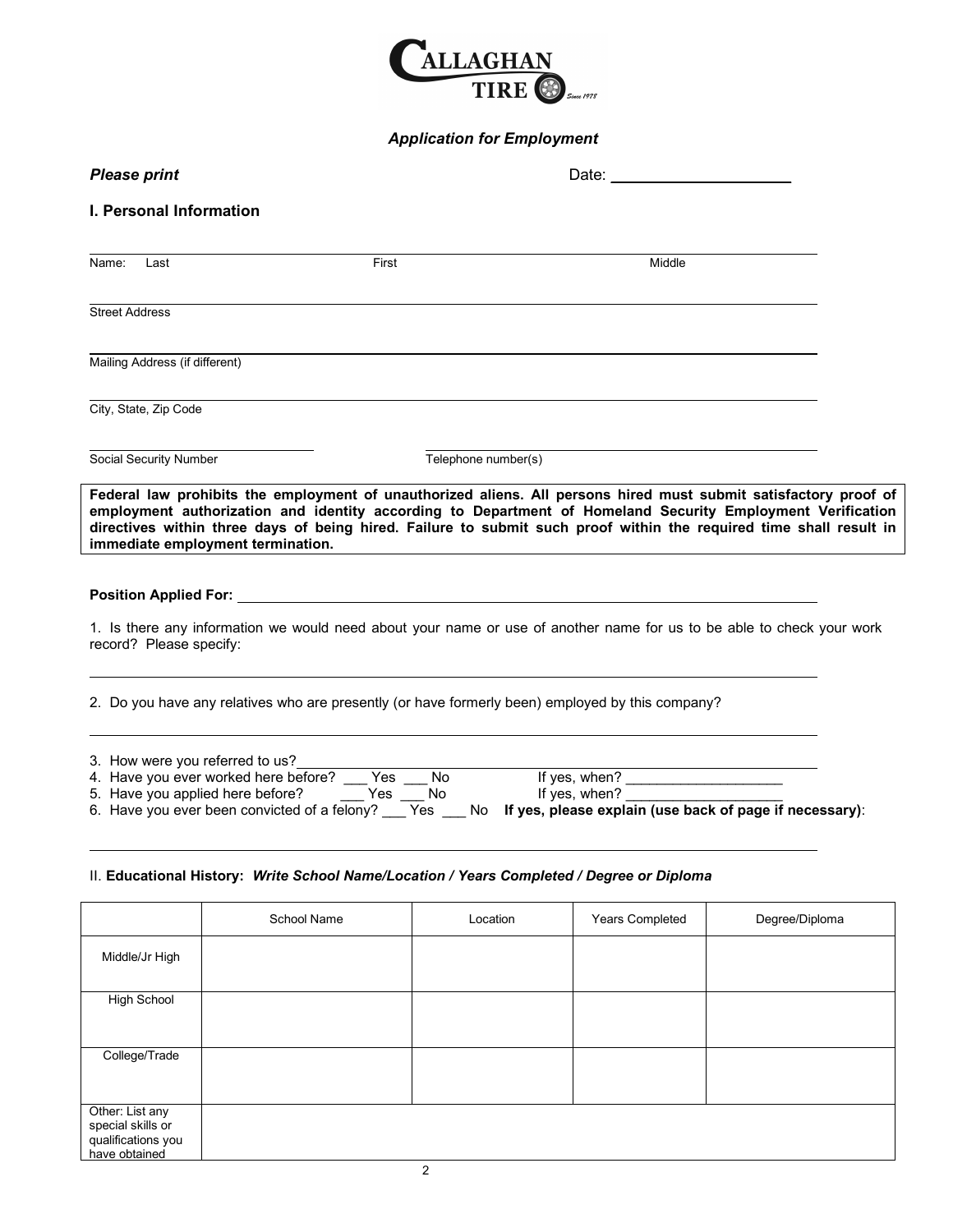CALLAGHAN TIRE Since 1978

*Application for Employment*

***Please print*** Date: ____________________

### I. Personal Information

______________________________________________________________________
Name: Last First Middle

______________________________________________________________________
Street Address

______________________________________________________________________
Mailing Address (if different)

______________________________________________________________________
City, State, Zip Code

______________________________ ______________________________
Social Security Number Telephone number(s)

**Federal law prohibits the employment of unauthorized aliens. All persons hired must submit satisfactory proof of employment authorization and identity according to Department of Homeland Security Employment Verification directives within three days of being hired. Failure to submit such proof within the required time shall result in immediate employment termination.**

**Position Applied For:** ______________________________________________

1. Is there any information we would need about your name or use of another name for us to be able to check your work record? Please specify:

______________________________________________________________________

2. Do you have any relatives who are presently (or have formerly been) employed by this company?

______________________________________________________________________

3. How were you referred to us? ______________________________________________
4. Have you ever worked here before? ___ Yes ___ No If yes, when? ____________________
5. Have you applied here before? ___ Yes ___ No If yes, when? ____________________
6. Have you ever been convicted of a felony? ___ Yes ___ No **If yes, please explain (use back of page if necessary)**:

______________________________________________________________________

II. **Educational History:** ***Write School Name/Location / Years Completed / Degree or Diploma***

| | School Name | Location | Years Completed | Degree/Diploma |
|---|---|---|---|---|
| Middle/Jr High | | | | |
| High School | | | | |
| College/Trade | | | | |
| Other: List any special skills or qualifications you have obtained | | | | |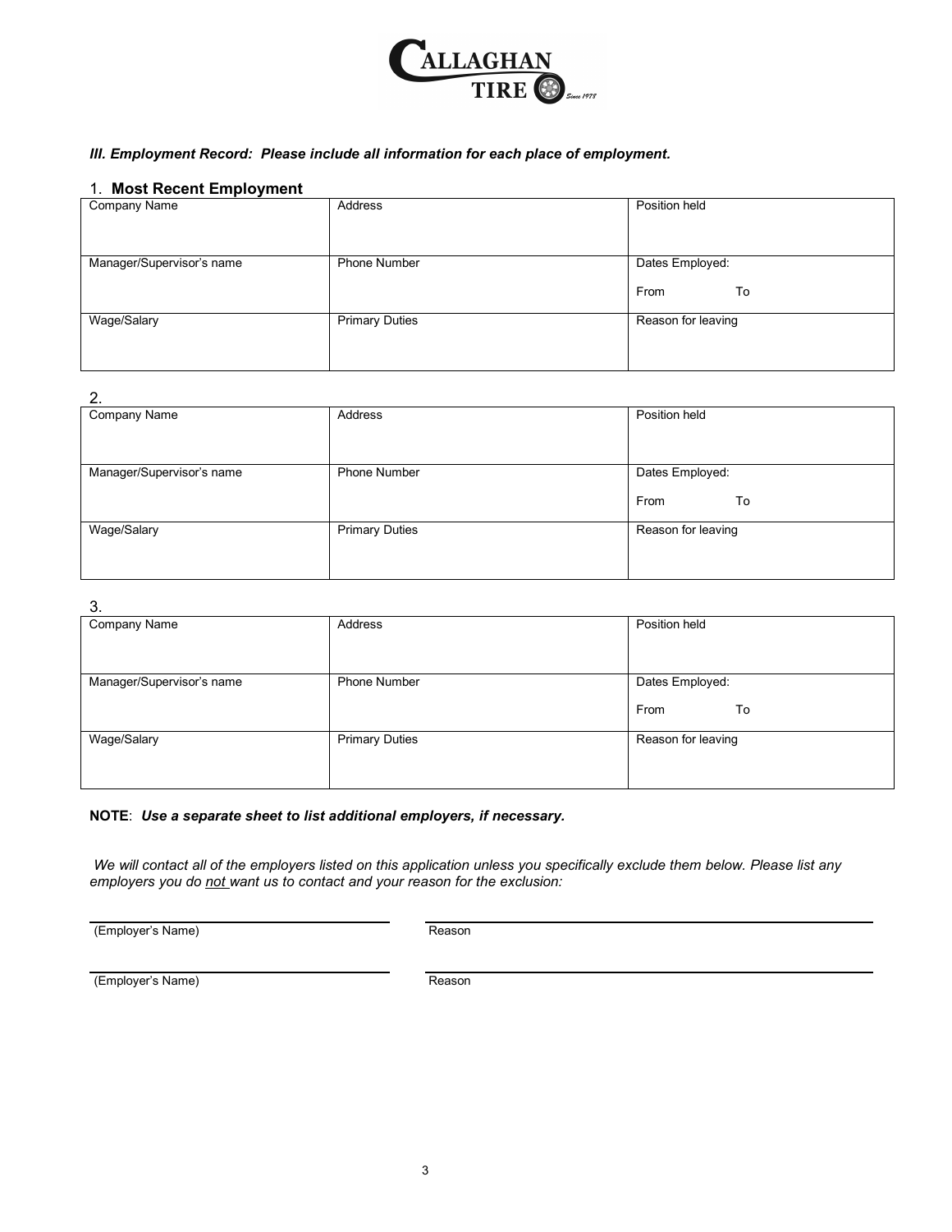***III. Employment Record: Please include all information for each place of employment.***

1. **Most Recent Employment**

| Company Name | Address | Position held |
|---|---|---|
| Manager/Supervisor's name | Phone Number | Dates Employed:<br>From To |
| Wage/Salary | Primary Duties | Reason for leaving |

2.

| Company Name | Address | Position held |
|---|---|---|
| Manager/Supervisor's name | Phone Number | Dates Employed:<br>From To |
| Wage/Salary | Primary Duties | Reason for leaving |

3.

| Company Name | Address | Position held |
|---|---|---|
| Manager/Supervisor's name | Phone Number | Dates Employed:<br>From To |
| Wage/Salary | Primary Duties | Reason for leaving |

**NOTE**: ***Use a separate sheet to list additional employers, if necessary.***

*We will contact all of the employers listed on this application unless you specifically exclude them below. Please list any employers you do not want us to contact and your reason for the exclusion:*

(Employer's Name) ______________________ Reason ______________________

(Employer's Name) ______________________ Reason ______________________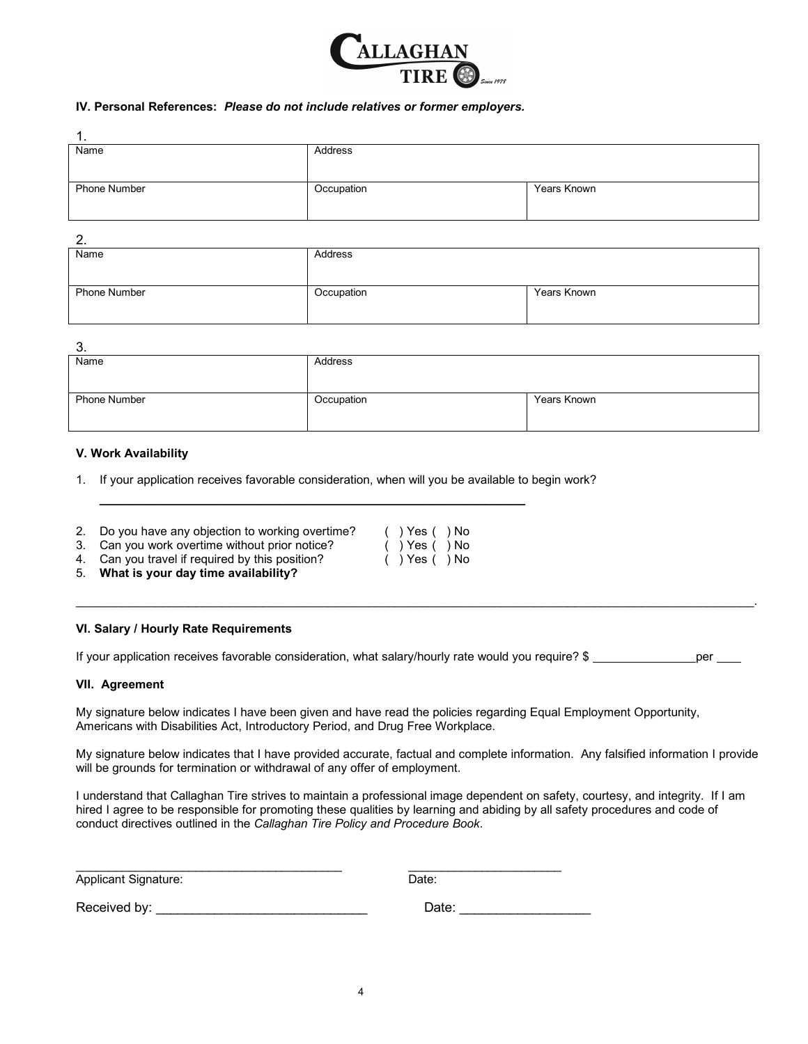CALLAGHAN TIRE Since 1978

**IV. Personal References:** ***Please do not include relatives or former employers.***

1.

| Name | Address | |
|---|---|---|
| Phone Number | Occupation | Years Known |

2.

| Name | Address | |
|---|---|---|
| Phone Number | Occupation | Years Known |

3.

| Name | Address | |
|---|---|---|
| Phone Number | Occupation | Years Known |

**V. Work Availability**

1. If your application receives favorable consideration, when will you be available to begin work?

   ______________________________________________________________

2. Do you have any objection to working overtime? ( ) Yes ( ) No
3. Can you work overtime without prior notice? ( ) Yes ( ) No
4. Can you travel if required by this position? ( ) Yes ( ) No
5. **What is your day time availability?**

_____________________________________________________________________________________________.

**VI. Salary / Hourly Rate Requirements**

If your application receives favorable consideration, what salary/hourly rate would you require? $ _______________per ____

**VII. Agreement**

My signature below indicates I have been given and have read the policies regarding Equal Employment Opportunity, Americans with Disabilities Act, Introductory Period, and Drug Free Workplace.

My signature below indicates that I have provided accurate, factual and complete information. Any falsified information I provide will be grounds for termination or withdrawal of any offer of employment.

I understand that Callaghan Tire strives to maintain a professional image dependent on safety, courtesy, and integrity. If I am hired I agree to be responsible for promoting these qualities by learning and abiding by all safety procedures and code of conduct directives outlined in the *Callaghan Tire Policy and Procedure Book*.

_______________________________________ _______________________

Applicant Signature: Date:

Received by: _____________________________ Date: __________________